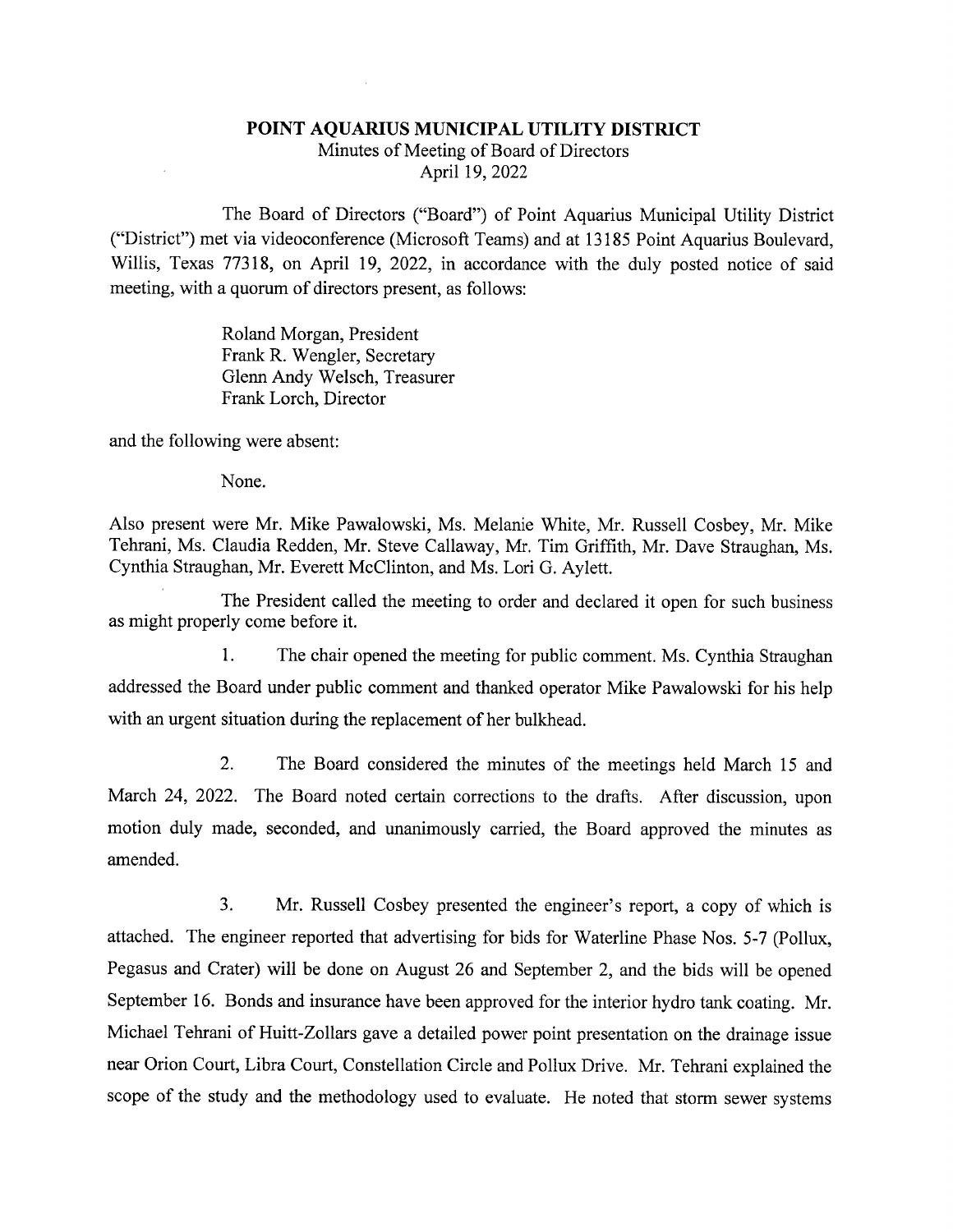# POINT AQUARIUS MUNICIPAL UTILITY DISTRICT

Minutes of Meeting of Board of Directors
April 19, 2022

The Board of Directors ("Board") of Point Aquarius Municipal Utility District ("District") met via videoconference (Microsoft Teams) and at 13185 Point Aquarius Boulevard, Willis, Texas 77318, on April 19, 2022, in accordance with the duly posted notice of said meeting, with a quorum of directors present, as follows:

Roland Morgan, President
Frank R. Wengler, Secretary
Glenn Andy Welsch, Treasurer
Frank Lorch, Director

and the following were absent:

None.

Also present were Mr. Mike Pawalowski, Ms. Melanie White, Mr. Russell Cosbey, Mr. Mike Tehrani, Ms. Claudia Redden, Mr. Steve Callaway, Mr. Tim Griffith, Mr. Dave Straughan, Ms. Cynthia Straughan, Mr. Everett McClinton, and Ms. Lori G. Aylett.

The President called the meeting to order and declared it open for such business as might properly come before it.

1. The chair opened the meeting for public comment. Ms. Cynthia Straughan addressed the Board under public comment and thanked operator Mike Pawalowski for his help with an urgent situation during the replacement of her bulkhead.

2. The Board considered the minutes of the meetings held March 15 and March 24, 2022. The Board noted certain corrections to the drafts. After discussion, upon motion duly made, seconded, and unanimously carried, the Board approved the minutes as amended.

3. Mr. Russell Cosbey presented the engineer's report, a copy of which is attached. The engineer reported that advertising for bids for Waterline Phase Nos. 5-7 (Pollux, Pegasus and Crater) will be done on August 26 and September 2, and the bids will be opened September 16. Bonds and insurance have been approved for the interior hydro tank coating. Mr. Michael Tehrani of Huitt-Zollars gave a detailed power point presentation on the drainage issue near Orion Court, Libra Court, Constellation Circle and Pollux Drive. Mr. Tehrani explained the scope of the study and the methodology used to evaluate. He noted that storm sewer systems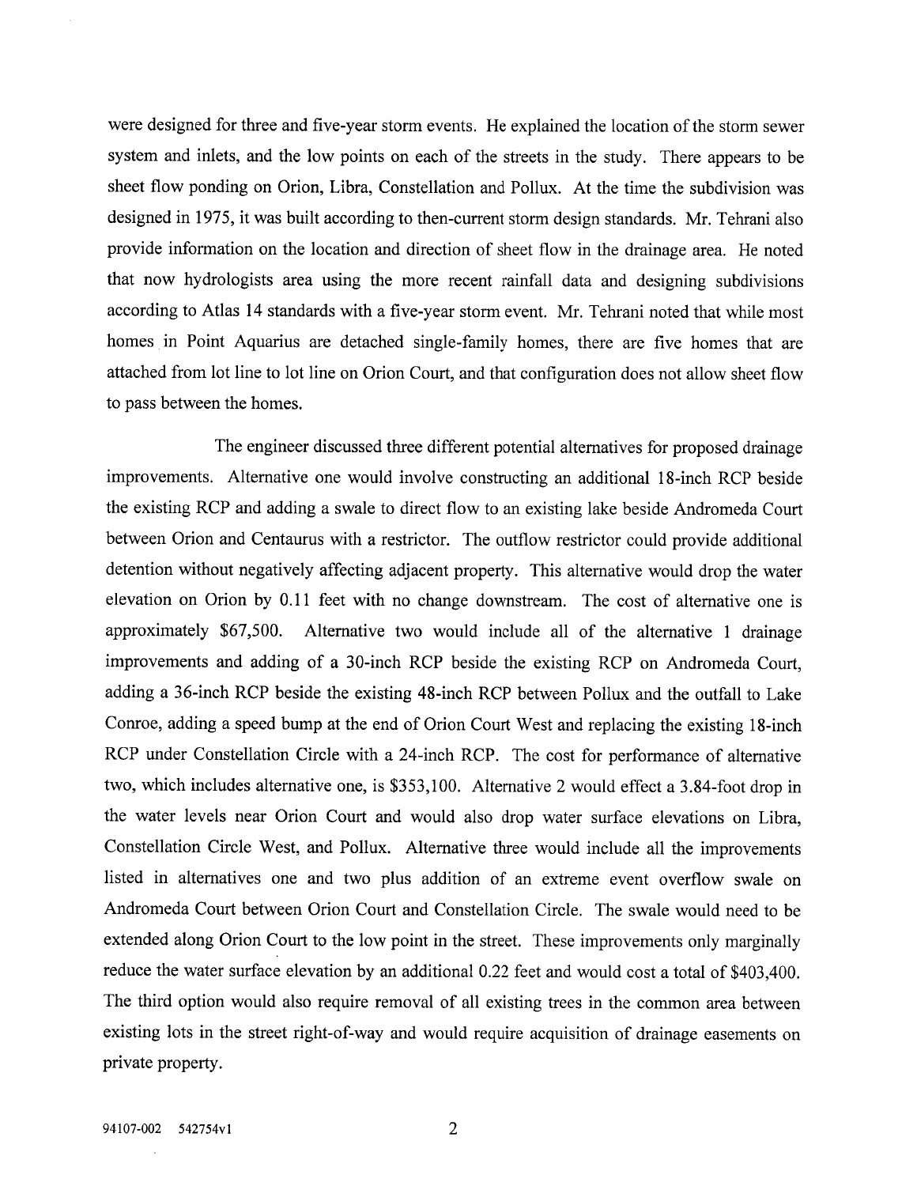were designed for three and five-year storm events. He explained the location of the storm sewer system and inlets, and the low points on each of the streets in the study. There appears to be sheet flow ponding on Orion, Libra, Constellation and Pollux. At the time the subdivision was designed in 1975, it was built according to then-current storm design standards. Mr. Tehrani also provide information on the location and direction of sheet flow in the drainage area. He noted that now hydrologists area using the more recent rainfall data and designing subdivisions according to Atlas 14 standards with a five-year storm event. Mr. Tehrani noted that while most homes in Point Aquarius are detached single-family homes, there are five homes that are attached from lot line to lot line on Orion Court, and that configuration does not allow sheet flow to pass between the homes.

The engineer discussed three different potential alternatives for proposed drainage improvements. Alternative one would involve constructing an additional 18-inch RCP beside the existing RCP and adding a swale to direct flow to an existing lake beside Andromeda Court between Orion and Centaurus with a restrictor. The outflow restrictor could provide additional detention without negatively affecting adjacent property. This alternative would drop the water elevation on Orion by 0.11 feet with no change downstream. The cost of alternative one is approximately $67,500. Alternative two would include all of the alternative 1 drainage improvements and adding of a 30-inch RCP beside the existing RCP on Andromeda Court, adding a 36-inch RCP beside the existing 48-inch RCP between Pollux and the outfall to Lake Conroe, adding a speed bump at the end of Orion Court West and replacing the existing 18-inch RCP under Constellation Circle with a 24-inch RCP. The cost for performance of alternative two, which includes alternative one, is $353,100. Alternative 2 would effect a 3.84-foot drop in the water levels near Orion Court and would also drop water surface elevations on Libra, Constellation Circle West, and Pollux. Alternative three would include all the improvements listed in alternatives one and two plus addition of an extreme event overflow swale on Andromeda Court between Orion Court and Constellation Circle. The swale would need to be extended along Orion Court to the low point in the street. These improvements only marginally reduce the water surface elevation by an additional 0.22 feet and would cost a total of $403,400. The third option would also require removal of all existing trees in the common area between existing lots in the street right-of-way and would require acquisition of drainage easements on private property.

94107-002 542754v1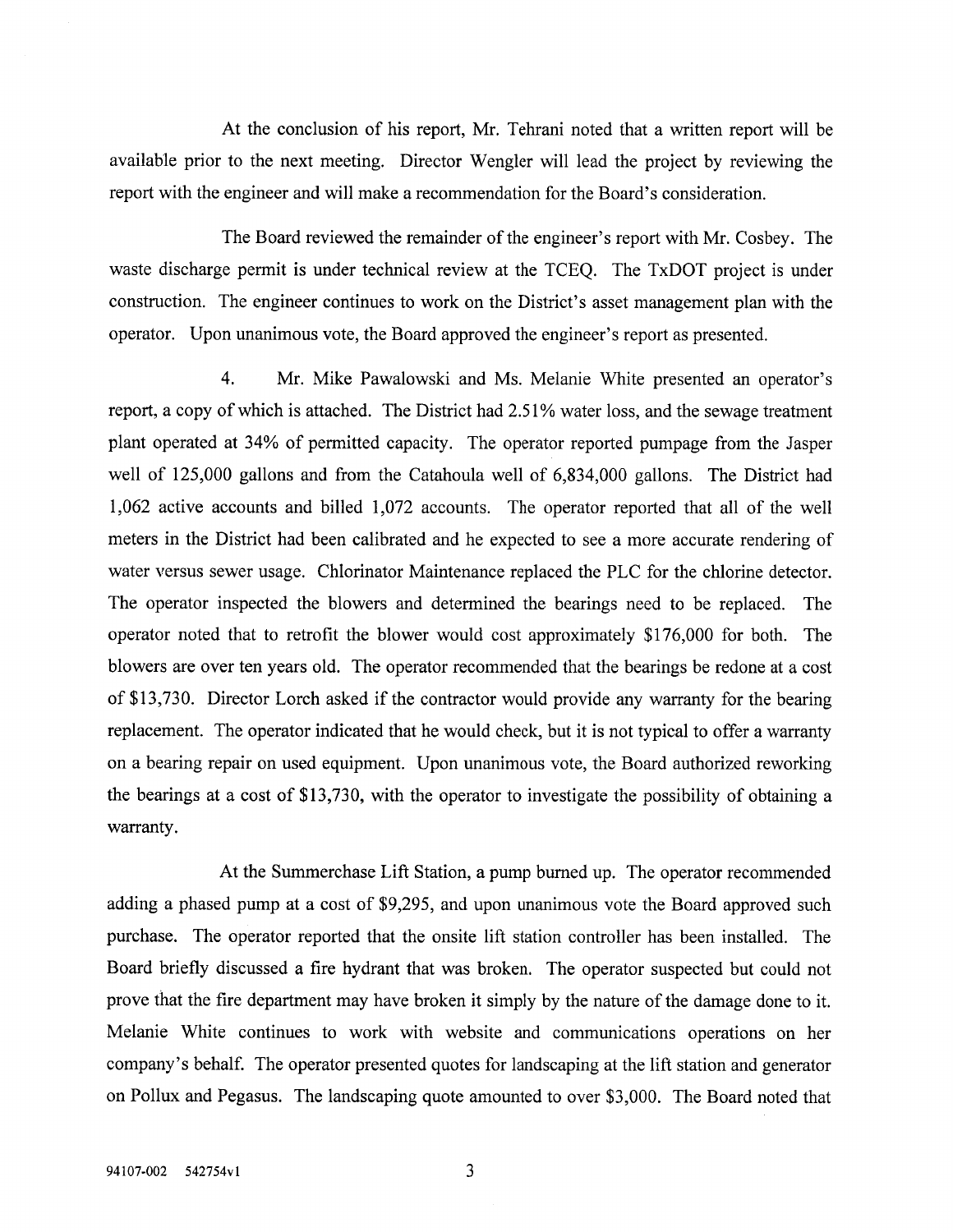At the conclusion of his report, Mr. Tehrani noted that a written report will be available prior to the next meeting. Director Wengler will lead the project by reviewing the report with the engineer and will make a recommendation for the Board's consideration.

The Board reviewed the remainder of the engineer's report with Mr. Cosbey. The waste discharge permit is under technical review at the TCEQ. The TxDOT project is under construction. The engineer continues to work on the District's asset management plan with the operator. Upon unanimous vote, the Board approved the engineer's report as presented.

4. Mr. Mike Pawalowski and Ms. Melanie White presented an operator's report, a copy of which is attached. The District had 2.51% water loss, and the sewage treatment plant operated at 34% of permitted capacity. The operator reported pumpage from the Jasper well of 125,000 gallons and from the Catahoula well of 6,834,000 gallons. The District had 1,062 active accounts and billed 1,072 accounts. The operator reported that all of the well meters in the District had been calibrated and he expected to see a more accurate rendering of water versus sewer usage. Chlorinator Maintenance replaced the PLC for the chlorine detector. The operator inspected the blowers and determined the bearings need to be replaced. The operator noted that to retrofit the blower would cost approximately $176,000 for both. The blowers are over ten years old. The operator recommended that the bearings be redone at a cost of $13,730. Director Lorch asked if the contractor would provide any warranty for the bearing replacement. The operator indicated that he would check, but it is not typical to offer a warranty on a bearing repair on used equipment. Upon unanimous vote, the Board authorized reworking the bearings at a cost of $13,730, with the operator to investigate the possibility of obtaining a warranty.

At the Summerchase Lift Station, a pump burned up. The operator recommended adding a phased pump at a cost of $9,295, and upon unanimous vote the Board approved such purchase. The operator reported that the onsite lift station controller has been installed. The Board briefly discussed a fire hydrant that was broken. The operator suspected but could not prove that the fire department may have broken it simply by the nature of the damage done to it. Melanie White continues to work with website and communications operations on her company's behalf. The operator presented quotes for landscaping at the lift station and generator on Pollux and Pegasus. The landscaping quote amounted to over $3,000. The Board noted that

94107-002 542754v1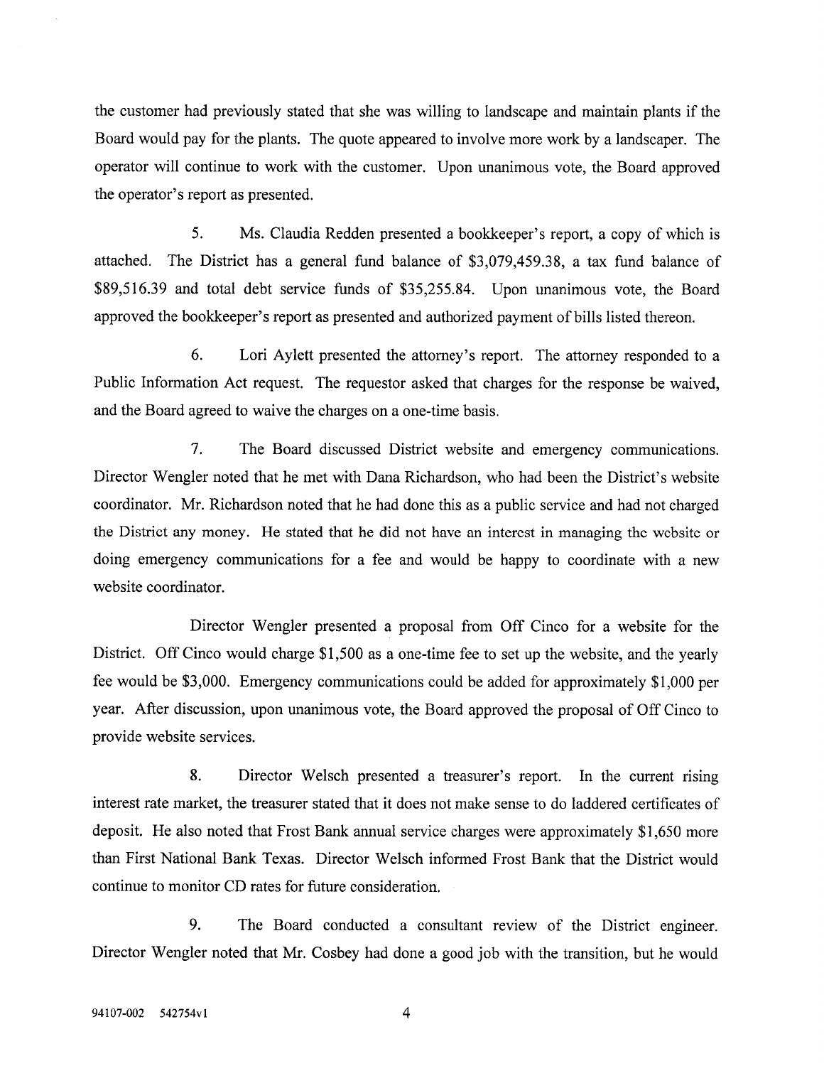the customer had previously stated that she was willing to landscape and maintain plants if the Board would pay for the plants. The quote appeared to involve more work by a landscaper. The operator will continue to work with the customer. Upon unanimous vote, the Board approved the operator's report as presented.

5. Ms. Claudia Redden presented a bookkeeper's report, a copy of which is attached. The District has a general fund balance of $3,079,459.38, a tax fund balance of $89,516.39 and total debt service funds of $35,255.84. Upon unanimous vote, the Board approved the bookkeeper's report as presented and authorized payment of bills listed thereon.

6. Lori Aylett presented the attorney's report. The attorney responded to a Public Information Act request. The requestor asked that charges for the response be waived, and the Board agreed to waive the charges on a one-time basis.

7. The Board discussed District website and emergency communications. Director Wengler noted that he met with Dana Richardson, who had been the District's website coordinator. Mr. Richardson noted that he had done this as a public service and had not charged the District any money. He stated that he did not have an interest in managing the website or doing emergency communications for a fee and would be happy to coordinate with a new website coordinator.

Director Wengler presented a proposal from Off Cinco for a website for the District. Off Cinco would charge $1,500 as a one-time fee to set up the website, and the yearly fee would be $3,000. Emergency communications could be added for approximately $1,000 per year. After discussion, upon unanimous vote, the Board approved the proposal of Off Cinco to provide website services.

8. Director Welsch presented a treasurer's report. In the current rising interest rate market, the treasurer stated that it does not make sense to do laddered certificates of deposit. He also noted that Frost Bank annual service charges were approximately $1,650 more than First National Bank Texas. Director Welsch informed Frost Bank that the District would continue to monitor CD rates for future consideration.

9. The Board conducted a consultant review of the District engineer. Director Wengler noted that Mr. Cosbey had done a good job with the transition, but he would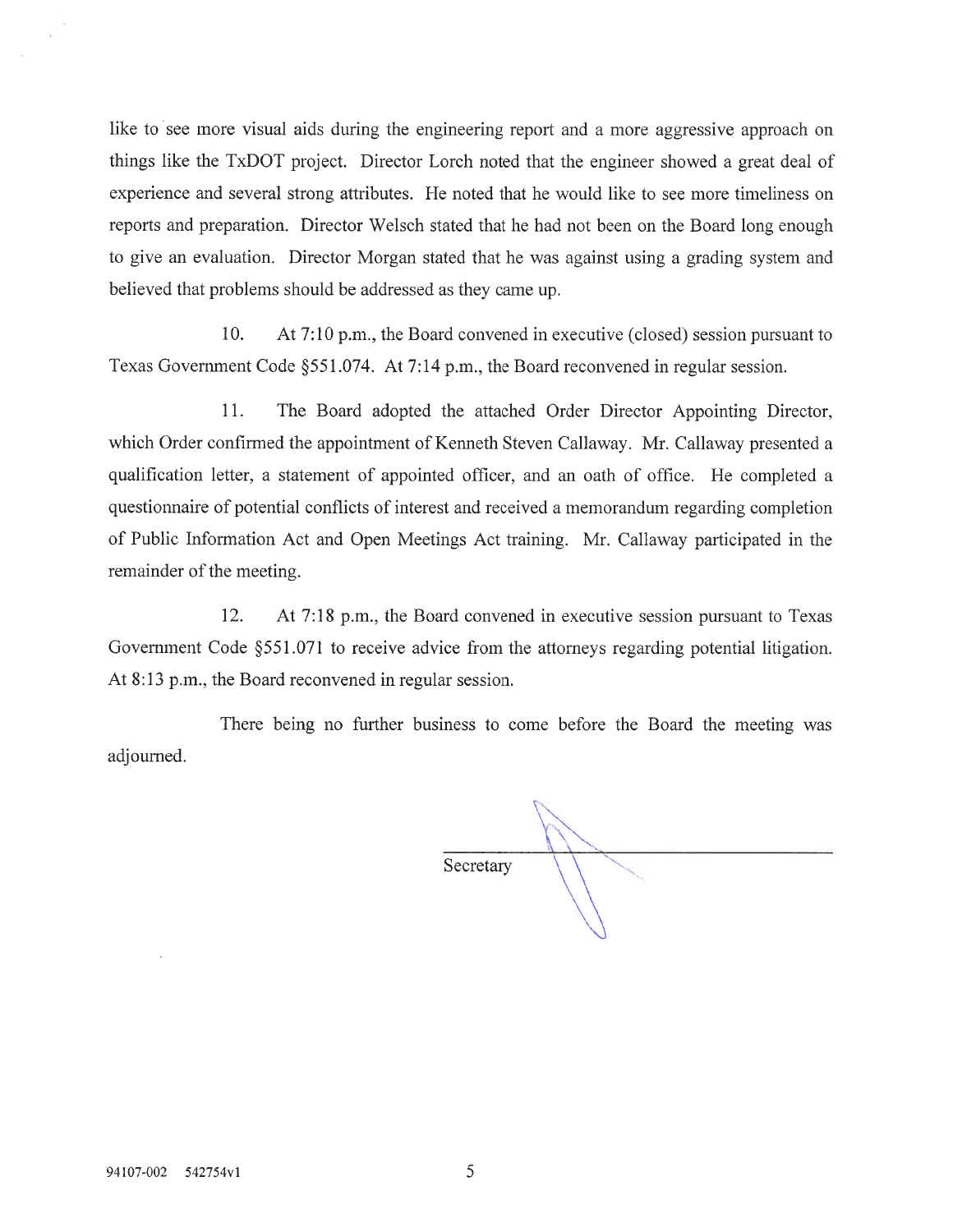like to see more visual aids during the engineering report and a more aggressive approach on things like the TxDOT project. Director Lorch noted that the engineer showed a great deal of experience and several strong attributes. He noted that he would like to see more timeliness on reports and preparation. Director Welsch stated that he had not been on the Board long enough to give an evaluation. Director Morgan stated that he was against using a grading system and believed that problems should be addressed as they came up.

10. At 7:10 p.m., the Board convened in executive (closed) session pursuant to Texas Government Code §551.074. At 7:14 p.m., the Board reconvened in regular session.

11. The Board adopted the attached Order Director Appointing Director, which Order confirmed the appointment of Kenneth Steven Callaway. Mr. Callaway presented a qualification letter, a statement of appointed officer, and an oath of office. He completed a questionnaire of potential conflicts of interest and received a memorandum regarding completion of Public Information Act and Open Meetings Act training. Mr. Callaway participated in the remainder of the meeting.

12. At 7:18 p.m., the Board convened in executive session pursuant to Texas Government Code §551.071 to receive advice from the attorneys regarding potential litigation. At 8:13 p.m., the Board reconvened in regular session.

There being no further business to come before the Board the meeting was adjourned.

\_\_\_\_\_\_\_\_\_\_\_\_\_\_\_\_\_\_\_\_\_\_\_\_\_\_\_\_\_\_

Secretary

94107-002 542754v1